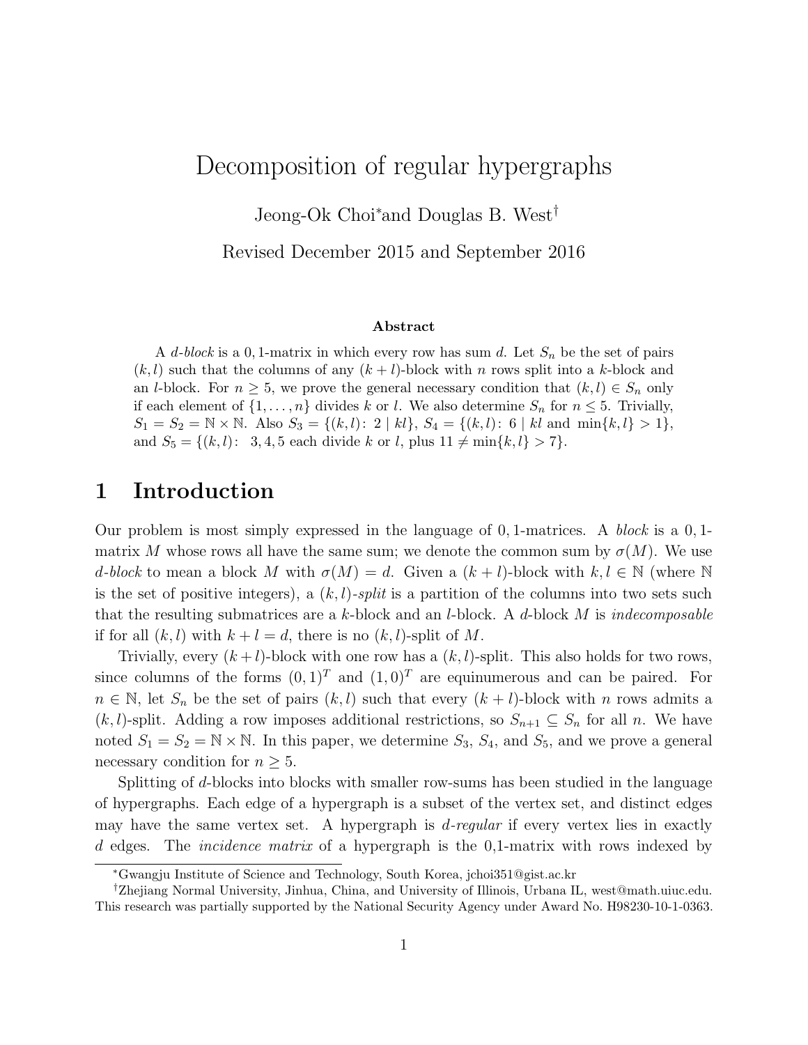# Decomposition of regular hypergraphs

Jeong-Ok Choi[*] and Douglas B. West[†]

Revised December 2015 and September 2016

### Abstract

A *d-block* is a 0, 1-matrix in which every row has sum $d$. Let $S_n$ be the set of pairs $(k, l)$ such that the columns of any $(k + l)$-block with $n$ rows split into a $k$-block and an $l$-block. For $n \geq 5$, we prove the general necessary condition that $(k, l) \in S_n$ only if each element of $\{1, \ldots, n\}$ divides $k$ or $l$. We also determine $S_n$ for $n \leq 5$. Trivially, $S_1 = S_2 = \mathbb{N} \times \mathbb{N}$. Also $S_3 = \{(k, l)\colon\ 2 \mid kl\}$, $S_4 = \{(k, l)\colon\ 6 \mid kl \text{ and } \min\{k, l\} > 1\}$, and $S_5 = \{(k, l)\colon\ 3, 4, 5 \text{ each divide } k \text{ or } l, \text{ plus } 11 \neq \min\{k, l\} > 7\}$.

## 1 Introduction

Our problem is most simply expressed in the language of 0, 1-matrices. A *block* is a 0, 1-matrix $M$ whose rows all have the same sum; we denote the common sum by $\sigma(M)$. We use *d-block* to mean a block $M$ with $\sigma(M) = d$. Given a $(k + l)$-block with $k, l \in \mathbb{N}$ (where $\mathbb{N}$ is the set of positive integers), a *$(k, l)$-split* is a partition of the columns into two sets such that the resulting submatrices are a $k$-block and an $l$-block. A $d$-block $M$ is *indecomposable* if for all $(k, l)$ with $k + l = d$, there is no $(k, l)$-split of $M$.

Trivially, every $(k + l)$-block with one row has a $(k, l)$-split. This also holds for two rows, since columns of the forms $(0, 1)^T$ and $(1, 0)^T$ are equinumerous and can be paired. For $n \in \mathbb{N}$, let $S_n$ be the set of pairs $(k, l)$ such that every $(k + l)$-block with $n$ rows admits a $(k, l)$-split. Adding a row imposes additional restrictions, so $S_{n+1} \subseteq S_n$ for all $n$. We have noted $S_1 = S_2 = \mathbb{N} \times \mathbb{N}$. In this paper, we determine $S_3$, $S_4$, and $S_5$, and we prove a general necessary condition for $n \geq 5$.

Splitting of $d$-blocks into blocks with smaller row-sums has been studied in the language of hypergraphs. Each edge of a hypergraph is a subset of the vertex set, and distinct edges may have the same vertex set. A hypergraph is *d-regular* if every vertex lies in exactly $d$ edges. The *incidence matrix* of a hypergraph is the 0,1-matrix with rows indexed by

[*] Gwangju Institute of Science and Technology, South Korea, jchoi351@gist.ac.kr

[†] Zhejiang Normal University, Jinhua, China, and University of Illinois, Urbana IL, west@math.uiuc.edu. This research was partially supported by the National Security Agency under Award No. H98230-10-1-0363.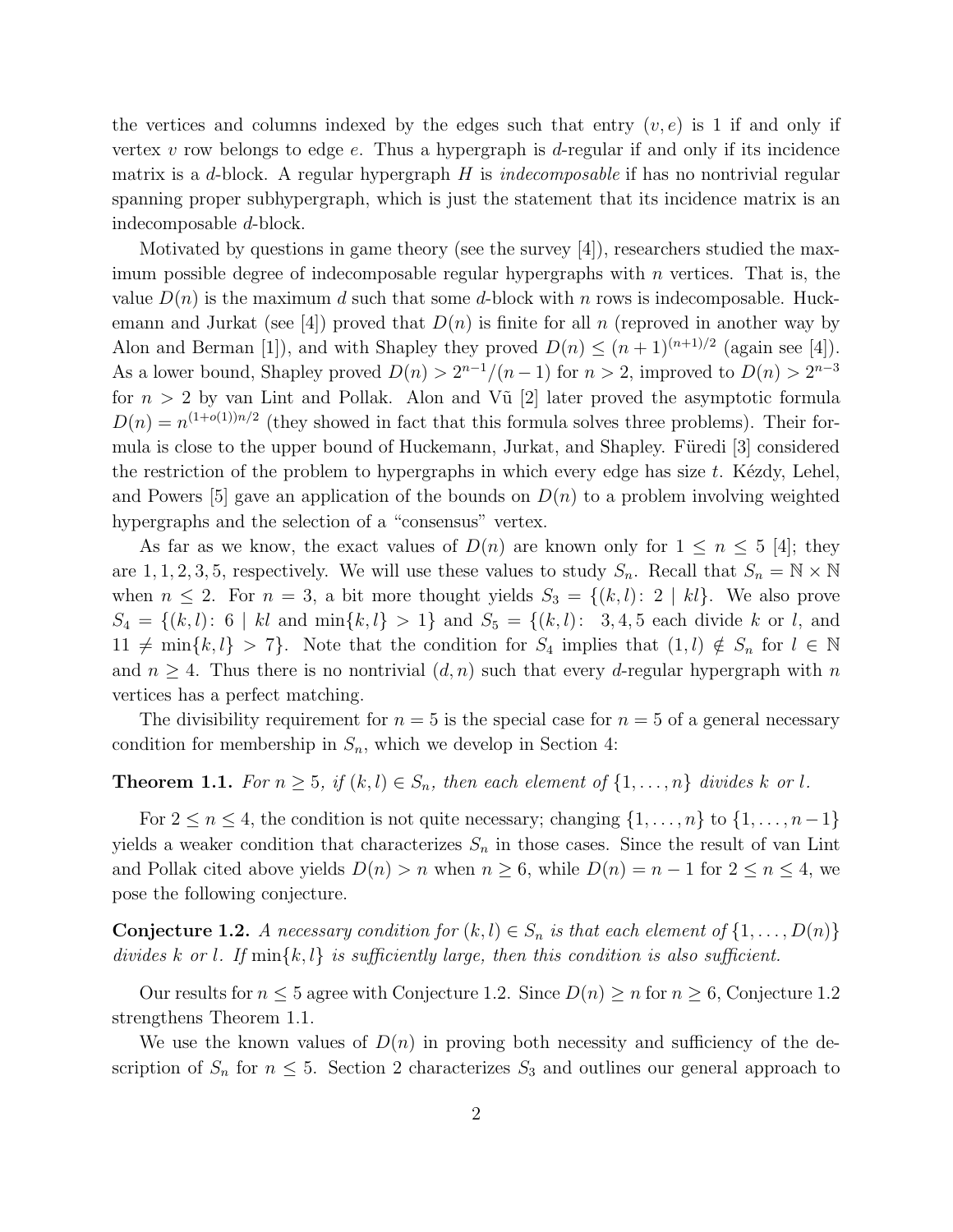the vertices and columns indexed by the edges such that entry $(v, e)$ is 1 if and only if vertex $v$ row belongs to edge $e$. Thus a hypergraph is $d$-regular if and only if its incidence matrix is a $d$-block. A regular hypergraph $H$ is *indecomposable* if has no nontrivial regular spanning proper subhypergraph, which is just the statement that its incidence matrix is an indecomposable $d$-block.

Motivated by questions in game theory (see the survey [4]), researchers studied the maximum possible degree of indecomposable regular hypergraphs with $n$ vertices. That is, the value $D(n)$ is the maximum $d$ such that some $d$-block with $n$ rows is indecomposable. Huckemann and Jurkat (see [4]) proved that $D(n)$ is finite for all $n$ (reproved in another way by Alon and Berman [1]), and with Shapley they proved $D(n) \leq (n+1)^{(n+1)/2}$ (again see [4]). As a lower bound, Shapley proved $D(n) > 2^{n-1}/(n-1)$ for $n > 2$, improved to $D(n) > 2^{n-3}$ for $n > 2$ by van Lint and Pollak. Alon and Vũ [2] later proved the asymptotic formula $D(n) = n^{(1+o(1))n/2}$ (they showed in fact that this formula solves three problems). Their formula is close to the upper bound of Huckemann, Jurkat, and Shapley. Füredi [3] considered the restriction of the problem to hypergraphs in which every edge has size $t$. Kézdy, Lehel, and Powers [5] gave an application of the bounds on $D(n)$ to a problem involving weighted hypergraphs and the selection of a "consensus" vertex.

As far as we know, the exact values of $D(n)$ are known only for $1 \leq n \leq 5$ [4]; they are $1, 1, 2, 3, 5$, respectively. We will use these values to study $S_n$. Recall that $S_n = \mathbb{N} \times \mathbb{N}$ when $n \leq 2$. For $n = 3$, a bit more thought yields $S_3 = \{(k, l)\colon\ 2 \mid kl\}$. We also prove $S_4 = \{(k, l)\colon\ 6 \mid kl \text{ and } \min\{k, l\} > 1\}$ and $S_5 = \{(k, l)\colon\ \ 3, 4, 5 \text{ each divide } k \text{ or } l, \text{ and } 11 \neq \min\{k, l\} > 7\}$. Note that the condition for $S_4$ implies that $(1, l) \notin S_n$ for $l \in \mathbb{N}$ and $n \geq 4$. Thus there is no nontrivial $(d, n)$ such that every $d$-regular hypergraph with $n$ vertices has a perfect matching.

The divisibility requirement for $n = 5$ is the special case for $n = 5$ of a general necessary condition for membership in $S_n$, which we develop in Section 4:

**Theorem 1.1.** *For $n \geq 5$, if $(k, l) \in S_n$, then each element of $\{1, \ldots, n\}$ divides $k$ or $l$.*

For $2 \leq n \leq 4$, the condition is not quite necessary; changing $\{1, \ldots, n\}$ to $\{1, \ldots, n-1\}$ yields a weaker condition that characterizes $S_n$ in those cases. Since the result of van Lint and Pollak cited above yields $D(n) > n$ when $n \geq 6$, while $D(n) = n - 1$ for $2 \leq n \leq 4$, we pose the following conjecture.

**Conjecture 1.2.** *A necessary condition for $(k, l) \in S_n$ is that each element of $\{1, \ldots, D(n)\}$ divides $k$ or $l$. If $\min\{k, l\}$ is sufficiently large, then this condition is also sufficient.*

Our results for $n \leq 5$ agree with Conjecture 1.2. Since $D(n) \geq n$ for $n \geq 6$, Conjecture 1.2 strengthens Theorem 1.1.

We use the known values of $D(n)$ in proving both necessity and sufficiency of the description of $S_n$ for $n \leq 5$. Section 2 characterizes $S_3$ and outlines our general approach to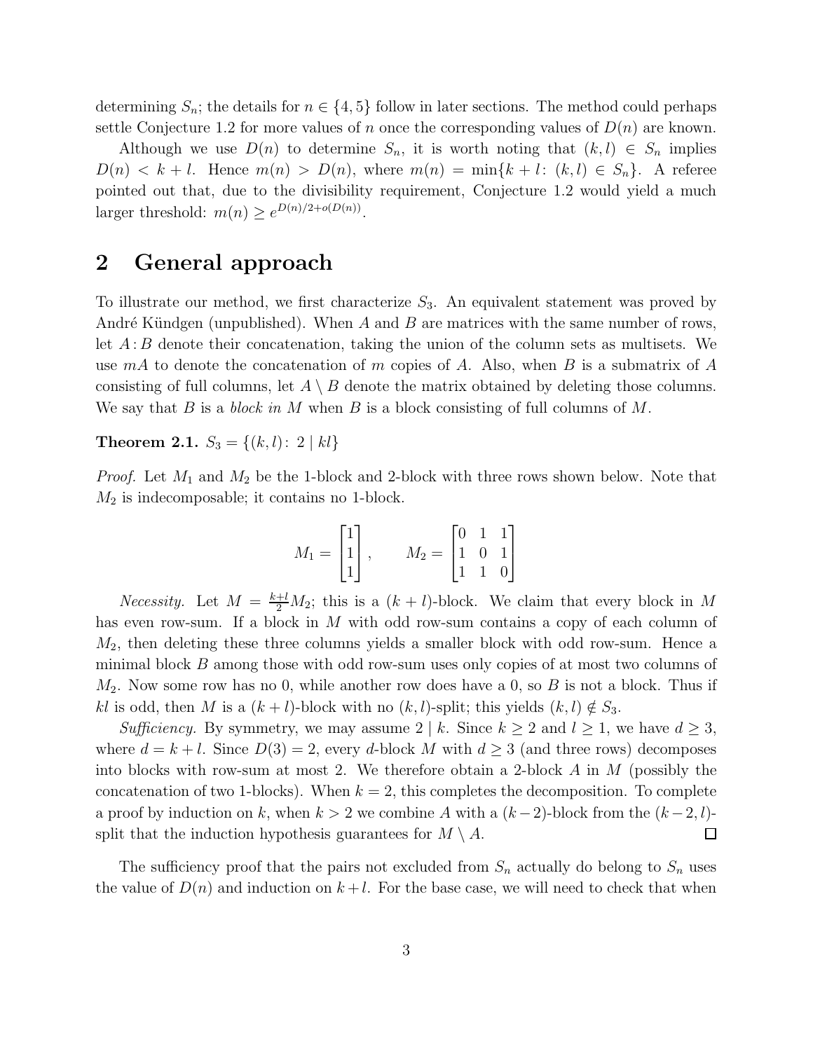determining $S_n$; the details for $n \in \{4, 5\}$ follow in later sections. The method could perhaps settle Conjecture 1.2 for more values of $n$ once the corresponding values of $D(n)$ are known.

Although we use $D(n)$ to determine $S_n$, it is worth noting that $(k, l) \in S_n$ implies $D(n) < k + l$. Hence $m(n) > D(n)$, where $m(n) = \min\{k + l \colon (k, l) \in S_n\}$. A referee pointed out that, due to the divisibility requirement, Conjecture 1.2 would yield a much larger threshold: $m(n) \geq e^{D(n)/2+o(D(n))}$.

## 2 General approach

To illustrate our method, we first characterize $S_3$. An equivalent statement was proved by André Kündgen (unpublished). When $A$ and $B$ are matrices with the same number of rows, let $A \colon B$ denote their concatenation, taking the union of the column sets as multisets. We use $mA$ to denote the concatenation of $m$ copies of $A$. Also, when $B$ is a submatrix of $A$ consisting of full columns, let $A \setminus B$ denote the matrix obtained by deleting those columns. We say that $B$ is a *block in $M$* when $B$ is a block consisting of full columns of $M$.

**Theorem 2.1.** $S_3 = \{(k, l) \colon 2 \mid kl\}$

*Proof.* Let $M_1$ and $M_2$ be the 1-block and 2-block with three rows shown below. Note that $M_2$ is indecomposable; it contains no 1-block.

$$M_1 = \begin{bmatrix} 1 \\ 1 \\ 1 \end{bmatrix}, \qquad M_2 = \begin{bmatrix} 0 & 1 & 1 \\ 1 & 0 & 1 \\ 1 & 1 & 0 \end{bmatrix}$$

*Necessity.* Let $M = \frac{k+l}{2} M_2$; this is a $(k + l)$-block. We claim that every block in $M$ has even row-sum. If a block in $M$ with odd row-sum contains a copy of each column of $M_2$, then deleting these three columns yields a smaller block with odd row-sum. Hence a minimal block $B$ among those with odd row-sum uses only copies of at most two columns of $M_2$. Now some row has no 0, while another row does have a 0, so $B$ is not a block. Thus if $kl$ is odd, then $M$ is a $(k + l)$-block with no $(k, l)$-split; this yields $(k, l) \notin S_3$.

*Sufficiency.* By symmetry, we may assume $2 \mid k$. Since $k \geq 2$ and $l \geq 1$, we have $d \geq 3$, where $d = k + l$. Since $D(3) = 2$, every $d$-block $M$ with $d \geq 3$ (and three rows) decomposes into blocks with row-sum at most 2. We therefore obtain a 2-block $A$ in $M$ (possibly the concatenation of two 1-blocks). When $k = 2$, this completes the decomposition. To complete a proof by induction on $k$, when $k > 2$ we combine $A$ with a $(k-2)$-block from the $(k-2, l)$-split that the induction hypothesis guarantees for $M \setminus A$. $\square$

The sufficiency proof that the pairs not excluded from $S_n$ actually do belong to $S_n$ uses the value of $D(n)$ and induction on $k + l$. For the base case, we will need to check that when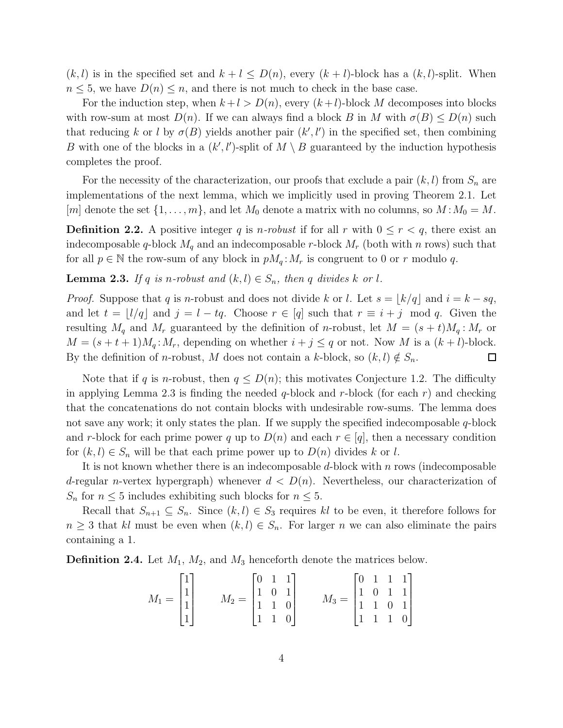$(k,l)$ is in the specified set and $k+l \le D(n)$, every $(k+l)$-block has a $(k,l)$-split. When $n \le 5$, we have $D(n) \le n$, and there is not much to check in the base case.

For the induction step, when $k+l > D(n)$, every $(k+l)$-block $M$ decomposes into blocks with row-sum at most $D(n)$. If we can always find a block $B$ in $M$ with $\sigma(B) \le D(n)$ such that reducing $k$ or $l$ by $\sigma(B)$ yields another pair $(k', l')$ in the specified set, then combining $B$ with one of the blocks in a $(k', l')$-split of $M \setminus B$ guaranteed by the induction hypothesis completes the proof.

For the necessity of the characterization, our proofs that exclude a pair $(k,l)$ from $S_n$ are implementations of the next lemma, which we implicitly used in proving Theorem 2.1. Let $[m]$ denote the set $\{1, \ldots, m\}$, and let $M_0$ denote a matrix with no columns, so $M : M_0 = M$.

**Definition 2.2.** A positive integer $q$ is *$n$-robust* if for all $r$ with $0 \le r < q$, there exist an indecomposable $q$-block $M_q$ and an indecomposable $r$-block $M_r$ (both with $n$ rows) such that for all $p \in \mathbb{N}$ the row-sum of any block in $pM_q : M_r$ is congruent to 0 or $r$ modulo $q$.

**Lemma 2.3.** *If $q$ is $n$-robust and $(k,l) \in S_n$, then $q$ divides $k$ or $l$.*

*Proof.* Suppose that $q$ is $n$-robust and does not divide $k$ or $l$. Let $s = \lfloor k/q \rfloor$ and $i = k - sq$, and let $t = \lfloor l/q \rfloor$ and $j = l - tq$. Choose $r \in [q]$ such that $r \equiv i + j \mod q$. Given the resulting $M_q$ and $M_r$ guaranteed by the definition of $n$-robust, let $M = (s+t)M_q : M_r$ or $M = (s+t+1)M_q : M_r$, depending on whether $i + j \le q$ or not. Now $M$ is a $(k+l)$-block. By the definition of $n$-robust, $M$ does not contain a $k$-block, so $(k,l) \notin S_n$. $\square$

Note that if $q$ is $n$-robust, then $q \le D(n)$; this motivates Conjecture 1.2. The difficulty in applying Lemma 2.3 is finding the needed $q$-block and $r$-block (for each $r$) and checking that the concatenations do not contain blocks with undesirable row-sums. The lemma does not save any work; it only states the plan. If we supply the specified indecomposable $q$-block and $r$-block for each prime power $q$ up to $D(n)$ and each $r \in [q]$, then a necessary condition for $(k,l) \in S_n$ will be that each prime power up to $D(n)$ divides $k$ or $l$.

It is not known whether there is an indecomposable $d$-block with $n$ rows (indecomposable $d$-regular $n$-vertex hypergraph) whenever $d < D(n)$. Nevertheless, our characterization of $S_n$ for $n \le 5$ includes exhibiting such blocks for $n \le 5$.

Recall that $S_{n+1} \subseteq S_n$. Since $(k,l) \in S_3$ requires $kl$ to be even, it therefore follows for $n \ge 3$ that $kl$ must be even when $(k,l) \in S_n$. For larger $n$ we can also eliminate the pairs containing a 1.

**Definition 2.4.** Let $M_1$, $M_2$, and $M_3$ henceforth denote the matrices below.

$$M_1 = \begin{bmatrix} 1 \\ 1 \\ 1 \\ 1 \end{bmatrix} \qquad M_2 = \begin{bmatrix} 0 & 1 & 1 \\ 1 & 0 & 1 \\ 1 & 1 & 0 \\ 1 & 1 & 0 \end{bmatrix} \qquad M_3 = \begin{bmatrix} 0 & 1 & 1 & 1 \\ 1 & 0 & 1 & 1 \\ 1 & 1 & 0 & 1 \\ 1 & 1 & 1 & 0 \end{bmatrix}$$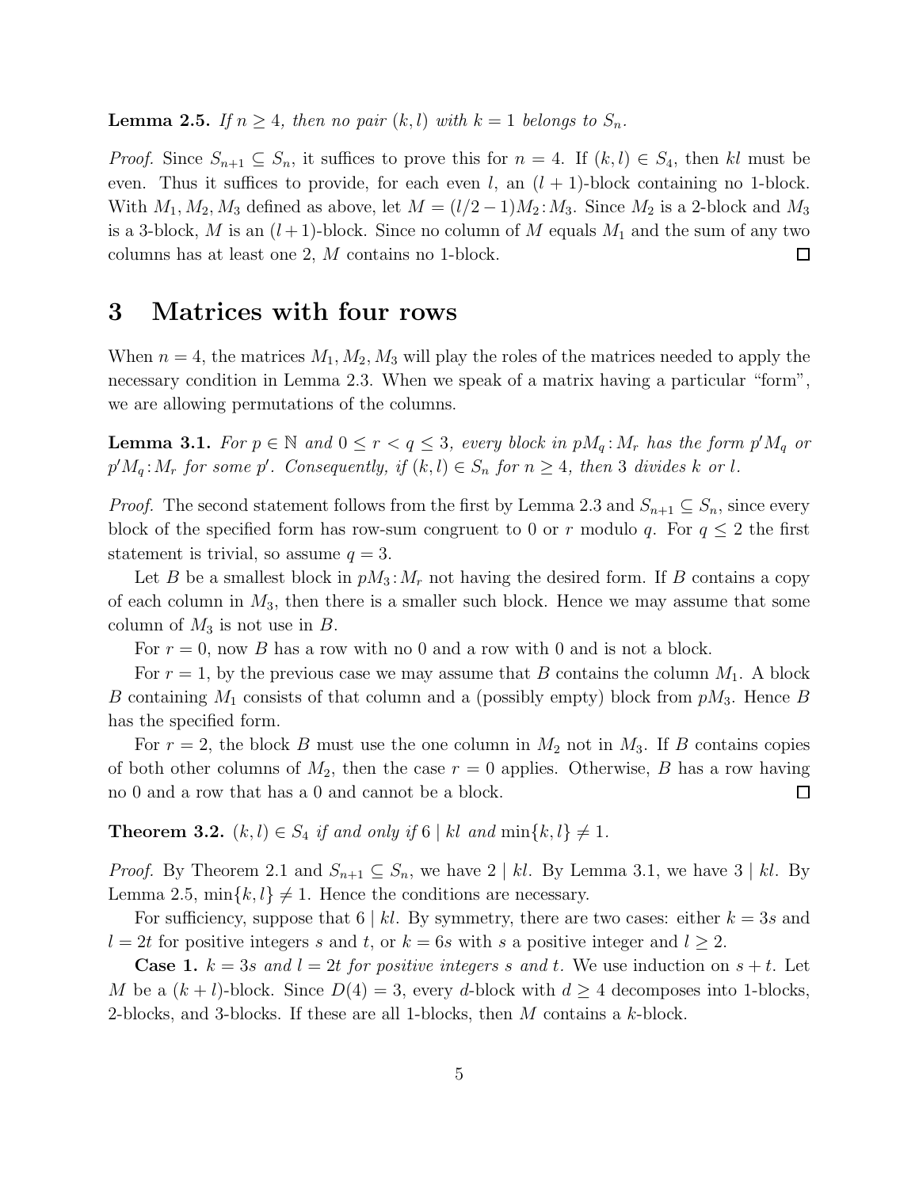**Lemma 2.5.** *If $n \geq 4$, then no pair $(k, l)$ with $k = 1$ belongs to $S_n$.*

*Proof.* Since $S_{n+1} \subseteq S_n$, it suffices to prove this for $n = 4$. If $(k, l) \in S_4$, then $kl$ must be even. Thus it suffices to provide, for each even $l$, an $(l + 1)$-block containing no 1-block. With $M_1, M_2, M_3$ defined as above, let $M = (l/2 - 1)M_2 : M_3$. Since $M_2$ is a 2-block and $M_3$ is a 3-block, $M$ is an $(l+1)$-block. Since no column of $M$ equals $M_1$ and the sum of any two columns has at least one 2, $M$ contains no 1-block. □

# 3 Matrices with four rows

When $n = 4$, the matrices $M_1, M_2, M_3$ will play the roles of the matrices needed to apply the necessary condition in Lemma 2.3. When we speak of a matrix having a particular "form", we are allowing permutations of the columns.

**Lemma 3.1.** *For $p \in \mathbb{N}$ and $0 \leq r < q \leq 3$, every block in $pM_q : M_r$ has the form $p'M_q$ or $p'M_q : M_r$ for some $p'$. Consequently, if $(k, l) \in S_n$ for $n \geq 4$, then 3 divides $k$ or $l$.*

*Proof.* The second statement follows from the first by Lemma 2.3 and $S_{n+1} \subseteq S_n$, since every block of the specified form has row-sum congruent to 0 or $r$ modulo $q$. For $q \leq 2$ the first statement is trivial, so assume $q = 3$.

Let $B$ be a smallest block in $pM_3 : M_r$ not having the desired form. If $B$ contains a copy of each column in $M_3$, then there is a smaller such block. Hence we may assume that some column of $M_3$ is not use in $B$.

For $r = 0$, now $B$ has a row with no 0 and a row with 0 and is not a block.

For $r = 1$, by the previous case we may assume that $B$ contains the column $M_1$. A block $B$ containing $M_1$ consists of that column and a (possibly empty) block from $pM_3$. Hence $B$ has the specified form.

For $r = 2$, the block $B$ must use the one column in $M_2$ not in $M_3$. If $B$ contains copies of both other columns of $M_2$, then the case $r = 0$ applies. Otherwise, $B$ has a row having no 0 and a row that has a 0 and cannot be a block. □

**Theorem 3.2.** *$(k, l) \in S_4$ if and only if $6 \mid kl$ and $\min\{k, l\} \neq 1$.*

*Proof.* By Theorem 2.1 and $S_{n+1} \subseteq S_n$, we have $2 \mid kl$. By Lemma 3.1, we have $3 \mid kl$. By Lemma 2.5, $\min\{k, l\} \neq 1$. Hence the conditions are necessary.

For sufficiency, suppose that $6 \mid kl$. By symmetry, there are two cases: either $k = 3s$ and $l = 2t$ for positive integers $s$ and $t$, or $k = 6s$ with $s$ a positive integer and $l \geq 2$.

**Case 1.** *$k = 3s$ and $l = 2t$ for positive integers $s$ and $t$.* We use induction on $s + t$. Let $M$ be a $(k + l)$-block. Since $D(4) = 3$, every $d$-block with $d \geq 4$ decomposes into 1-blocks, 2-blocks, and 3-blocks. If these are all 1-blocks, then $M$ contains a $k$-block.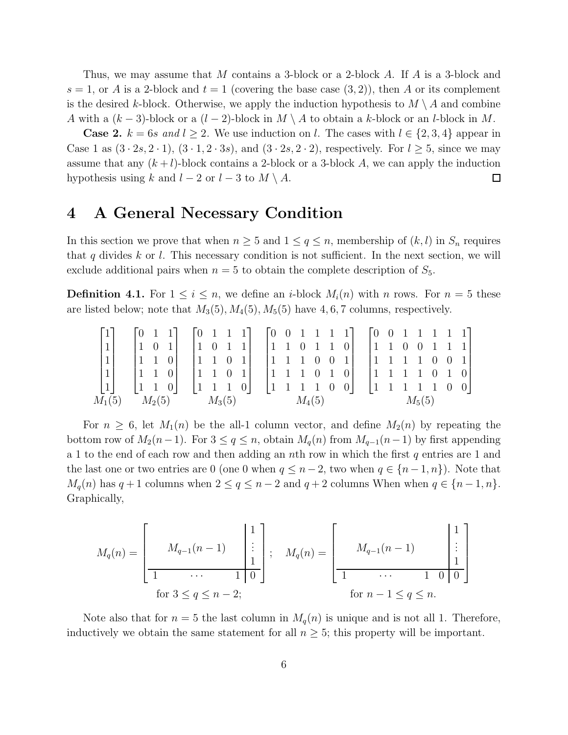Thus, we may assume that $M$ contains a 3-block or a 2-block $A$. If $A$ is a 3-block and $s = 1$, or $A$ is a 2-block and $t = 1$ (covering the base case $(3, 2)$), then $A$ or its complement is the desired $k$-block. Otherwise, we apply the induction hypothesis to $M \setminus A$ and combine $A$ with a $(k-3)$-block or a $(l-2)$-block in $M \setminus A$ to obtain a $k$-block or an $l$-block in $M$.

**Case 2.** $k = 6s$ *and* $l \geq 2$. We use induction on $l$. The cases with $l \in \{2, 3, 4\}$ appear in Case 1 as $(3 \cdot 2s, 2 \cdot 1)$, $(3 \cdot 1, 2 \cdot 3s)$, and $(3 \cdot 2s, 2 \cdot 2)$, respectively. For $l \geq 5$, since we may assume that any $(k+l)$-block contains a 2-block or a 3-block $A$, we can apply the induction hypothesis using $k$ and $l-2$ or $l-3$ to $M \setminus A$. $\square$

# 4 A General Necessary Condition

In this section we prove that when $n \geq 5$ and $1 \leq q \leq n$, membership of $(k, l)$ in $S_n$ requires that $q$ divides $k$ or $l$. This necessary condition is not sufficient. In the next section, we will exclude additional pairs when $n = 5$ to obtain the complete description of $S_5$.

**Definition 4.1.** For $1 \leq i \leq n$, we define an $i$-block $M_i(n)$ with $n$ rows. For $n = 5$ these are listed below; note that $M_3(5), M_4(5), M_5(5)$ have $4, 6, 7$ columns, respectively.

$$
\underset{M_1(5)}{\begin{bmatrix} 1 \\ 1 \\ 1 \\ 1 \\ 1 \end{bmatrix}}
\quad
\underset{M_2(5)}{\begin{bmatrix} 0 & 1 & 1 \\ 1 & 0 & 1 \\ 1 & 1 & 0 \\ 1 & 1 & 0 \\ 1 & 1 & 0 \end{bmatrix}}
\quad
\underset{M_3(5)}{\begin{bmatrix} 0 & 1 & 1 & 1 \\ 1 & 0 & 1 & 1 \\ 1 & 1 & 0 & 1 \\ 1 & 1 & 0 & 1 \\ 1 & 1 & 1 & 0 \end{bmatrix}}
\quad
\underset{M_4(5)}{\begin{bmatrix} 0 & 0 & 1 & 1 & 1 & 1 \\ 1 & 1 & 0 & 1 & 1 & 0 \\ 1 & 1 & 1 & 0 & 0 & 1 \\ 1 & 1 & 1 & 0 & 1 & 0 \\ 1 & 1 & 1 & 1 & 0 & 0 \end{bmatrix}}
\quad
\underset{M_5(5)}{\begin{bmatrix} 0 & 0 & 1 & 1 & 1 & 1 & 1 \\ 1 & 1 & 0 & 0 & 1 & 1 & 1 \\ 1 & 1 & 1 & 1 & 0 & 0 & 1 \\ 1 & 1 & 1 & 1 & 0 & 1 & 0 \\ 1 & 1 & 1 & 1 & 1 & 0 & 0 \end{bmatrix}}
$$

For $n \geq 6$, let $M_1(n)$ be the all-1 column vector, and define $M_2(n)$ by repeating the bottom row of $M_2(n-1)$. For $3 \leq q \leq n$, obtain $M_q(n)$ from $M_{q-1}(n-1)$ by first appending a 1 to the end of each row and then adding an $n$th row in which the first $q$ entries are 1 and the last one or two entries are 0 (one 0 when $q \leq n-2$, two when $q \in \{n-1, n\}$). Note that $M_q(n)$ has $q+1$ columns when $2 \leq q \leq n-2$ and $q+2$ columns When when $q \in \{n-1, n\}$. Graphically,

$$
M_q(n) = \left[\begin{array}{ccc|c} & M_{q-1}(n-1) & & \begin{matrix} 1 \\ \vdots \\ 1 \end{matrix} \\ \hline 1 & \cdots & 1 & 0 \end{array}\right] \text{ for } 3 \leq q \leq n-2; \quad
M_q(n) = \left[\begin{array}{cccc|c} & M_{q-1}(n-1) & & & \begin{matrix} 1 \\ \vdots \\ 1 \end{matrix} \\ \hline 1 & \cdots & 1 & 0 & 0 \end{array}\right] \text{ for } n-1 \leq q \leq n.
$$

Note also that for $n = 5$ the last column in $M_q(n)$ is unique and is not all 1. Therefore, inductively we obtain the same statement for all $n \geq 5$; this property will be important.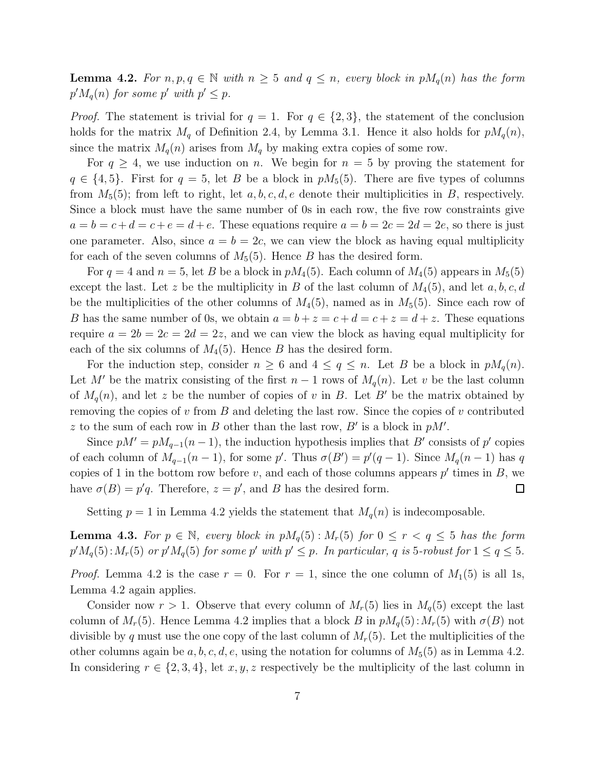**Lemma 4.2.** *For $n, p, q \in \mathbb{N}$ with $n \geq 5$ and $q \leq n$, every block in $pM_q(n)$ has the form $p'M_q(n)$ for some $p'$ with $p' \leq p$.*

*Proof.* The statement is trivial for $q = 1$. For $q \in \{2, 3\}$, the statement of the conclusion holds for the matrix $M_q$ of Definition 2.4, by Lemma 3.1. Hence it also holds for $pM_q(n)$, since the matrix $M_q(n)$ arises from $M_q$ by making extra copies of some row.

For $q \geq 4$, we use induction on $n$. We begin for $n = 5$ by proving the statement for $q \in \{4, 5\}$. First for $q = 5$, let $B$ be a block in $pM_5(5)$. There are five types of columns from $M_5(5)$; from left to right, let $a, b, c, d, e$ denote their multiplicities in $B$, respectively. Since a block must have the same number of 0s in each row, the five row constraints give $a = b = c + d = c + e = d + e$. These equations require $a = b = 2c = 2d = 2e$, so there is just one parameter. Also, since $a = b = 2c$, we can view the block as having equal multiplicity for each of the seven columns of $M_5(5)$. Hence $B$ has the desired form.

For $q = 4$ and $n = 5$, let $B$ be a block in $pM_4(5)$. Each column of $M_4(5)$ appears in $M_5(5)$ except the last. Let $z$ be the multiplicity in $B$ of the last column of $M_4(5)$, and let $a, b, c, d$ be the multiplicities of the other columns of $M_4(5)$, named as in $M_5(5)$. Since each row of $B$ has the same number of 0s, we obtain $a = b + z = c + d = c + z = d + z$. These equations require $a = 2b = 2c = 2d = 2z$, and we can view the block as having equal multiplicity for each of the six columns of $M_4(5)$. Hence $B$ has the desired form.

For the induction step, consider $n \geq 6$ and $4 \leq q \leq n$. Let $B$ be a block in $pM_q(n)$. Let $M'$ be the matrix consisting of the first $n-1$ rows of $M_q(n)$. Let $v$ be the last column of $M_q(n)$, and let $z$ be the number of copies of $v$ in $B$. Let $B'$ be the matrix obtained by removing the copies of $v$ from $B$ and deleting the last row. Since the copies of $v$ contributed $z$ to the sum of each row in $B$ other than the last row, $B'$ is a block in $pM'$.

Since $pM' = pM_{q-1}(n-1)$, the induction hypothesis implies that $B'$ consists of $p'$ copies of each column of $M_{q-1}(n-1)$, for some $p'$. Thus $\sigma(B') = p'(q-1)$. Since $M_q(n-1)$ has $q$ copies of 1 in the bottom row before $v$, and each of those columns appears $p'$ times in $B$, we have $\sigma(B) = p'q$. Therefore, $z = p'$, and $B$ has the desired form. $\square$

Setting $p = 1$ in Lemma 4.2 yields the statement that $M_q(n)$ is indecomposable.

**Lemma 4.3.** *For $p \in \mathbb{N}$, every block in $pM_q(5) : M_r(5)$ for $0 \leq r < q \leq 5$ has the form $p'M_q(5) : M_r(5)$ or $p'M_q(5)$ for some $p'$ with $p' \leq p$. In particular, $q$ is 5-robust for $1 \leq q \leq 5$.*

*Proof.* Lemma 4.2 is the case $r = 0$. For $r = 1$, since the one column of $M_1(5)$ is all 1s, Lemma 4.2 again applies.

Consider now $r > 1$. Observe that every column of $M_r(5)$ lies in $M_q(5)$ except the last column of $M_r(5)$. Hence Lemma 4.2 implies that a block $B$ in $pM_q(5) : M_r(5)$ with $\sigma(B)$ not divisible by $q$ must use the one copy of the last column of $M_r(5)$. Let the multiplicities of the other columns again be $a, b, c, d, e$, using the notation for columns of $M_5(5)$ as in Lemma 4.2. In considering $r \in \{2, 3, 4\}$, let $x, y, z$ respectively be the multiplicity of the last column in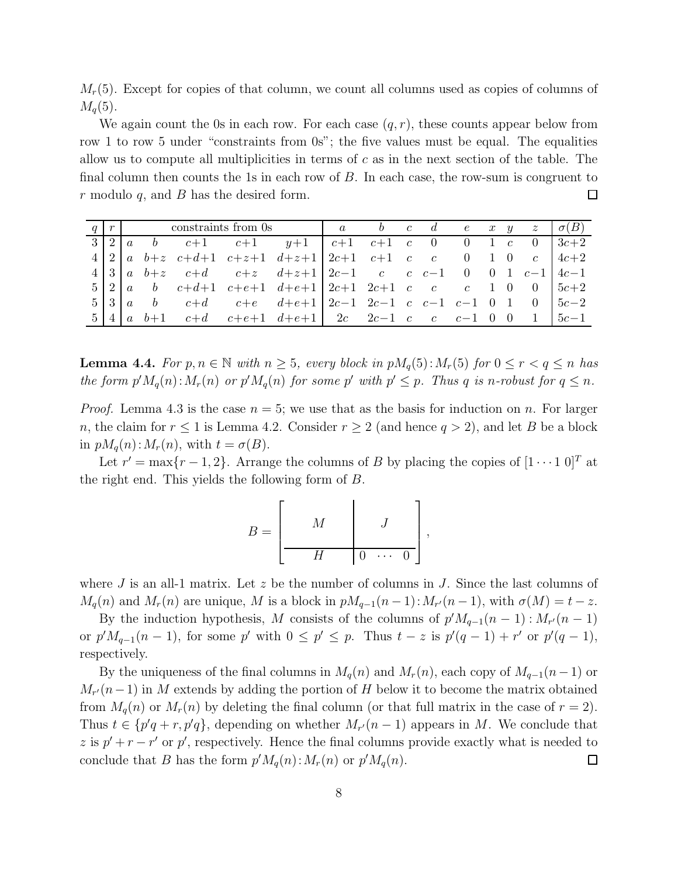$M_r(5)$. Except for copies of that column, we count all columns used as copies of columns of $M_q(5)$.

We again count the 0s in each row. For each case $(q, r)$, these counts appear below from row 1 to row 5 under "constraints from 0s"; the five values must be equal. The equalities allow us to compute all multiplicities in terms of $c$ as in the next section of the table. The final column then counts the 1s in each row of $B$. In each case, the row-sum is congruent to $r$ modulo $q$, and $B$ has the desired form. $\square$

| $q$ | $r$ | constraints from 0s | | | | | $a$ | $b$ | $c$ | $d$ | $e$ | $x$ | $y$ | $z$ | $\sigma(B)$ |
|---|---|---|---|---|---|---|---|---|---|---|---|---|---|---|---|
| 3 | 2 | $a$ | $b$ | $c{+}1$ | $c{+}1$ | $y{+}1$ | $c{+}1$ | $c{+}1$ | $c$ | 0 | 0 | 1 | $c$ | 0 | $3c{+}2$ |
| 4 | 2 | $a$ | $b{+}z$ | $c{+}d{+}1$ | $c{+}z{+}1$ | $d{+}z{+}1$ | $2c{+}1$ | $c{+}1$ | $c$ | $c$ | 0 | 1 | 0 | $c$ | $4c{+}2$ |
| 4 | 3 | $a$ | $b{+}z$ | $c{+}d$ | $c{+}z$ | $d{+}z{+}1$ | $2c{-}1$ | $c$ | $c$ | $c{-}1$ | 0 | 0 | 1 | $c{-}1$ | $4c{-}1$ |
| 5 | 2 | $a$ | $b$ | $c{+}d{+}1$ | $c{+}e{+}1$ | $d{+}e{+}1$ | $2c{+}1$ | $2c{+}1$ | $c$ | $c$ | $c$ | 1 | 0 | 0 | $5c{+}2$ |
| 5 | 3 | $a$ | $b$ | $c{+}d$ | $c{+}e$ | $d{+}e{+}1$ | $2c{-}1$ | $2c{-}1$ | $c$ | $c{-}1$ | $c{-}1$ | 0 | 1 | 0 | $5c{-}2$ |
| 5 | 4 | $a$ | $b{+}1$ | $c{+}d$ | $c{+}e{+}1$ | $d{+}e{+}1$ | $2c$ | $2c{-}1$ | $c$ | $c$ | $c{-}1$ | 0 | 0 | 1 | $5c{-}1$ |

**Lemma 4.4.** *For $p, n \in \mathbb{N}$ with $n \geq 5$, every block in $pM_q(5){:}M_r(5)$ for $0 \leq r < q \leq n$ has the form $p'M_q(n){:}M_r(n)$ or $p'M_q(n)$ for some $p'$ with $p' \leq p$. Thus $q$ is $n$-robust for $q \leq n$.*

*Proof.* Lemma 4.3 is the case $n = 5$; we use that as the basis for induction on $n$. For larger $n$, the claim for $r \leq 1$ is Lemma 4.2. Consider $r \geq 2$ (and hence $q > 2$), and let $B$ be a block in $pM_q(n){:}M_r(n)$, with $t = \sigma(B)$.

Let $r' = \max\{r - 1, 2\}$. Arrange the columns of $B$ by placing the copies of $[1 \cdots 1\ 0]^T$ at the right end. This yields the following form of $B$.

$$B = \left[\begin{array}{c|c} M & J \\ \hline H & 0 \ \cdots \ 0 \end{array}\right],$$

where $J$ is an all-1 matrix. Let $z$ be the number of columns in $J$. Since the last columns of $M_q(n)$ and $M_r(n)$ are unique, $M$ is a block in $pM_{q-1}(n-1){:}M_{r'}(n-1)$, with $\sigma(M) = t - z$.

By the induction hypothesis, $M$ consists of the columns of $p'M_{q-1}(n-1) : M_{r'}(n-1)$ or $p'M_{q-1}(n-1)$, for some $p'$ with $0 \leq p' \leq p$. Thus $t - z$ is $p'(q-1) + r'$ or $p'(q-1)$, respectively.

By the uniqueness of the final columns in $M_q(n)$ and $M_r(n)$, each copy of $M_{q-1}(n-1)$ or $M_{r'}(n-1)$ in $M$ extends by adding the portion of $H$ below it to become the matrix obtained from $M_q(n)$ or $M_r(n)$ by deleting the final column (or that full matrix in the case of $r = 2$). Thus $t \in \{p'q + r, p'q\}$, depending on whether $M_{r'}(n-1)$ appears in $M$. We conclude that $z$ is $p' + r - r'$ or $p'$, respectively. Hence the final columns provide exactly what is needed to conclude that $B$ has the form $p'M_q(n){:}M_r(n)$ or $p'M_q(n)$. $\square$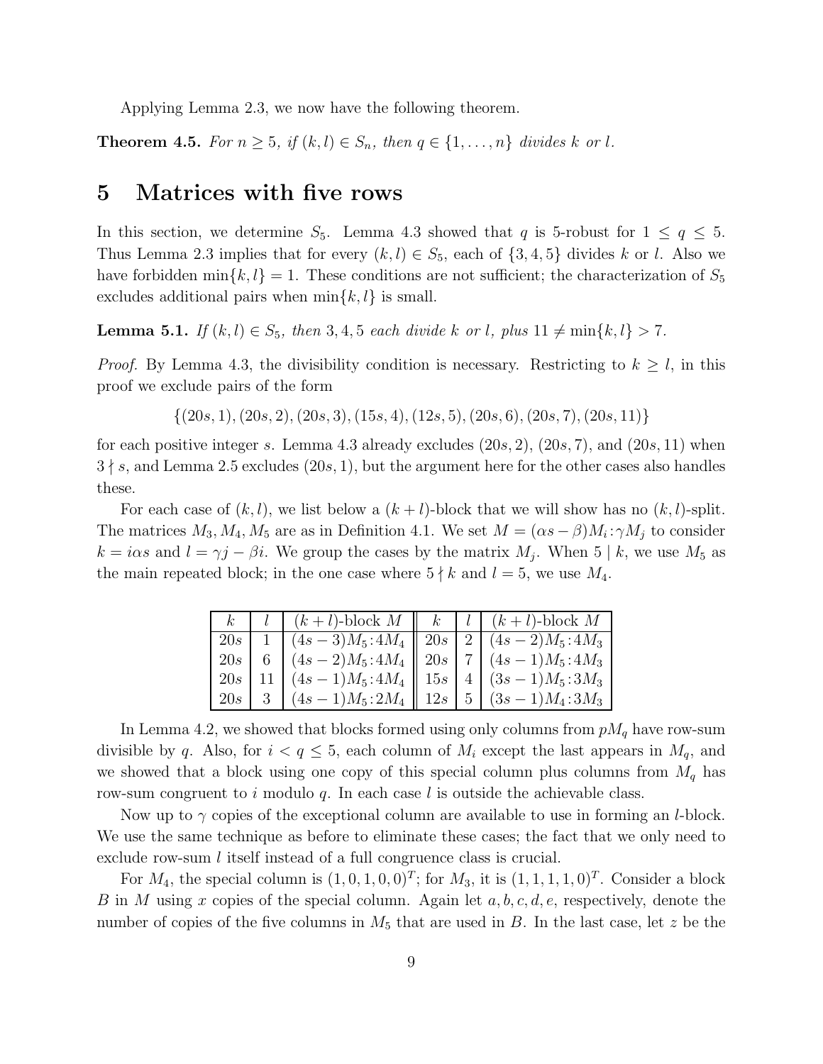Applying Lemma 2.3, we now have the following theorem.

**Theorem 4.5.** *For $n \geq 5$, if $(k,l) \in S_n$, then $q \in \{1,\ldots,n\}$ divides $k$ or $l$.*

# 5 Matrices with five rows

In this section, we determine $S_5$. Lemma 4.3 showed that $q$ is 5-robust for $1 \leq q \leq 5$. Thus Lemma 2.3 implies that for every $(k,l) \in S_5$, each of $\{3,4,5\}$ divides $k$ or $l$. Also we have forbidden $\min\{k,l\} = 1$. These conditions are not sufficient; the characterization of $S_5$ excludes additional pairs when $\min\{k,l\}$ is small.

**Lemma 5.1.** *If $(k,l) \in S_5$, then $3,4,5$ each divide $k$ or $l$, plus $11 \neq \min\{k,l\} > 7$.*

*Proof.* By Lemma 4.3, the divisibility condition is necessary. Restricting to $k \geq l$, in this proof we exclude pairs of the form

$$\{(20s,1),(20s,2),(20s,3),(15s,4),(12s,5),(20s,6),(20s,7),(20s,11)\}$$

for each positive integer $s$. Lemma 4.3 already excludes $(20s,2)$, $(20s,7)$, and $(20s,11)$ when $3 \nmid s$, and Lemma 2.5 excludes $(20s,1)$, but the argument here for the other cases also handles these.

For each case of $(k,l)$, we list below a $(k+l)$-block that we will show has no $(k,l)$-split. The matrices $M_3, M_4, M_5$ are as in Definition 4.1. We set $M = (\alpha s - \beta)M_i{:}\gamma M_j$ to consider $k = i\alpha s$ and $l = \gamma j - \beta i$. We group the cases by the matrix $M_j$. When $5 \mid k$, we use $M_5$ as the main repeated block; in the one case where $5 \nmid k$ and $l = 5$, we use $M_4$.

| $k$ | $l$ | $(k+l)$-block $M$ | $k$ | $l$ | $(k+l)$-block $M$ |
|---|---|---|---|---|---|
| $20s$ | 1 | $(4s-3)M_5{:}4M_4$ | $20s$ | 2 | $(4s-2)M_5{:}4M_3$ |
| $20s$ | 6 | $(4s-2)M_5{:}4M_4$ | $20s$ | 7 | $(4s-1)M_5{:}4M_3$ |
| $20s$ | 11 | $(4s-1)M_5{:}4M_4$ | $15s$ | 4 | $(3s-1)M_5{:}3M_3$ |
| $20s$ | 3 | $(4s-1)M_5{:}2M_4$ | $12s$ | 5 | $(3s-1)M_4{:}3M_3$ |

In Lemma 4.2, we showed that blocks formed using only columns from $pM_q$ have row-sum divisible by $q$. Also, for $i < q \leq 5$, each column of $M_i$ except the last appears in $M_q$, and we showed that a block using one copy of this special column plus columns from $M_q$ has row-sum congruent to $i$ modulo $q$. In each case $l$ is outside the achievable class.

Now up to $\gamma$ copies of the exceptional column are available to use in forming an $l$-block. We use the same technique as before to eliminate these cases; the fact that we only need to exclude row-sum $l$ itself instead of a full congruence class is crucial.

For $M_4$, the special column is $(1,0,1,0,0)^T$; for $M_3$, it is $(1,1,1,1,0)^T$. Consider a block $B$ in $M$ using $x$ copies of the special column. Again let $a,b,c,d,e$, respectively, denote the number of copies of the five columns in $M_5$ that are used in $B$. In the last case, let $z$ be the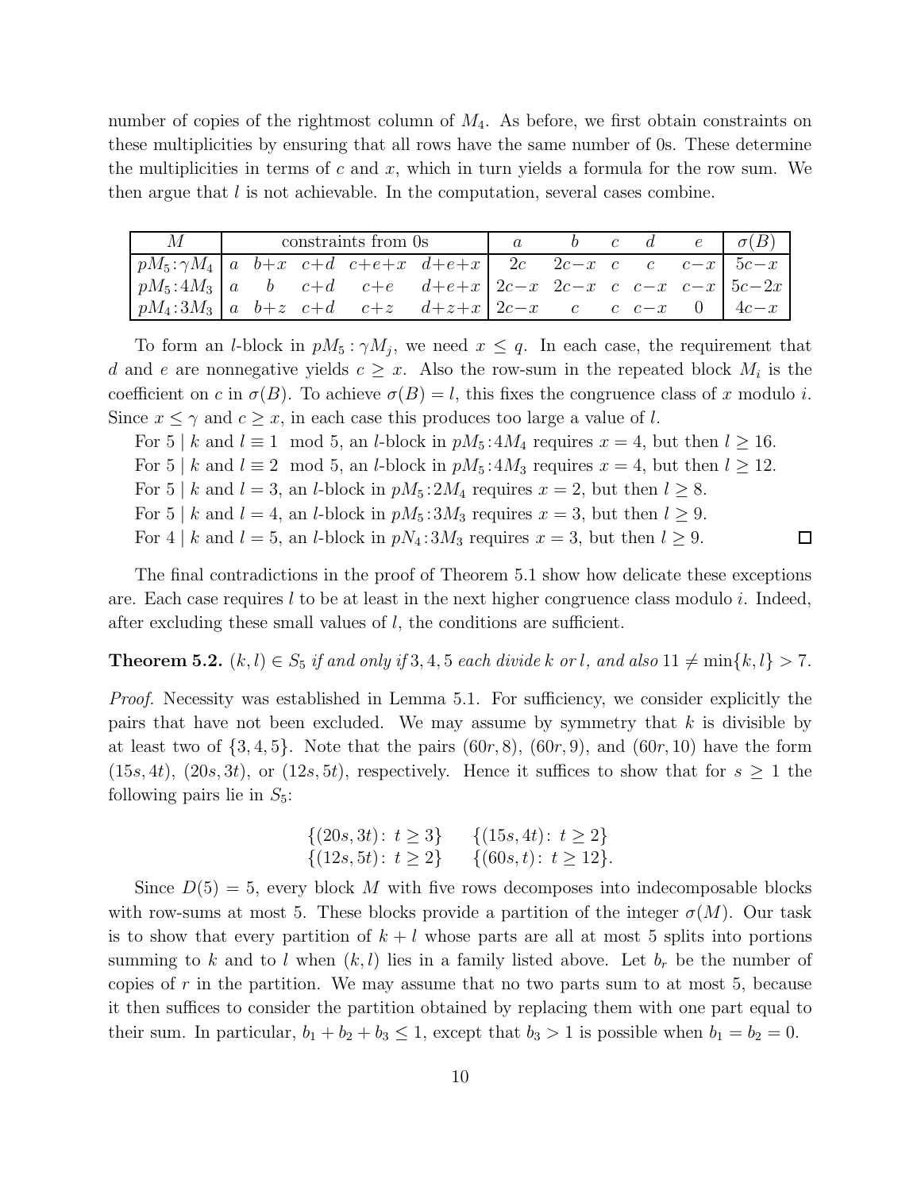number of copies of the rightmost column of $M_4$. As before, we first obtain constraints on these multiplicities by ensuring that all rows have the same number of 0s. These determine the multiplicities in terms of $c$ and $x$, which in turn yields a formula for the row sum. We then argue that $l$ is not achievable. In the computation, several cases combine.

| $M$ | constraints from 0s | | | | | $a$ | $b$ | $c$ | $d$ | $e$ | $\sigma(B)$ |
|---|---|---|---|---|---|---|---|---|---|---|---|
| $pM_5\!:\!\gamma M_4$ | $a$ | $b{+}x$ | $c{+}d$ | $c{+}e{+}x$ | $d{+}e{+}x$ | $2c$ | $2c{-}x$ | $c$ | $c$ | $c{-}x$ | $5c{-}x$ |
| $pM_5\!:\!4M_3$ | $a$ | $b$ | $c{+}d$ | $c{+}e$ | $d{+}e{+}x$ | $2c{-}x$ | $2c{-}x$ | $c$ | $c{-}x$ | $c{-}x$ | $5c{-}2x$ |
| $pM_4\!:\!3M_3$ | $a$ | $b{+}z$ | $c{+}d$ | $c{+}z$ | $d{+}z{+}x$ | $2c{-}x$ | $c$ | $c$ | $c{-}x$ | $0$ | $4c{-}x$ |

To form an $l$-block in $pM_5:\gamma M_j$, we need $x \le q$. In each case, the requirement that $d$ and $e$ are nonnegative yields $c \ge x$. Also the row-sum in the repeated block $M_i$ is the coefficient on $c$ in $\sigma(B)$. To achieve $\sigma(B) = l$, this fixes the congruence class of $x$ modulo $i$. Since $x \le \gamma$ and $c \ge x$, in each case this produces too large a value of $l$.

For $5 \mid k$ and $l \equiv 1 \mod 5$, an $l$-block in $pM_5:4M_4$ requires $x = 4$, but then $l \ge 16$.
For $5 \mid k$ and $l \equiv 2 \mod 5$, an $l$-block in $pM_5:4M_3$ requires $x = 4$, but then $l \ge 12$.
For $5 \mid k$ and $l = 3$, an $l$-block in $pM_5:2M_4$ requires $x = 2$, but then $l \ge 8$.
For $5 \mid k$ and $l = 4$, an $l$-block in $pM_5:3M_3$ requires $x = 3$, but then $l \ge 9$.
For $4 \mid k$ and $l = 5$, an $l$-block in $pN_4:3M_3$ requires $x = 3$, but then $l \ge 9$. □

The final contradictions in the proof of Theorem 5.1 show how delicate these exceptions are. Each case requires $l$ to be at least in the next higher congruence class modulo $i$. Indeed, after excluding these small values of $l$, the conditions are sufficient.

**Theorem 5.2.** *$(k, l) \in S_5$ if and only if $3, 4, 5$ each divide $k$ or $l$, and also $11 \ne \min\{k, l\} > 7$.*

*Proof.* Necessity was established in Lemma 5.1. For sufficiency, we consider explicitly the pairs that have not been excluded. We may assume by symmetry that $k$ is divisible by at least two of $\{3, 4, 5\}$. Note that the pairs $(60r, 8)$, $(60r, 9)$, and $(60r, 10)$ have the form $(15s, 4t)$, $(20s, 3t)$, or $(12s, 5t)$, respectively. Hence it suffices to show that for $s \ge 1$ the following pairs lie in $S_5$:

$$\{(20s, 3t)\colon\ t \ge 3\} \qquad \{(15s, 4t)\colon\ t \ge 2\}$$
$$\{(12s, 5t)\colon\ t \ge 2\} \qquad \{(60s, t)\colon\ t \ge 12\}.$$

Since $D(5) = 5$, every block $M$ with five rows decomposes into indecomposable blocks with row-sums at most 5. These blocks provide a partition of the integer $\sigma(M)$. Our task is to show that every partition of $k + l$ whose parts are all at most 5 splits into portions summing to $k$ and to $l$ when $(k, l)$ lies in a family listed above. Let $b_r$ be the number of copies of $r$ in the partition. We may assume that no two parts sum to at most 5, because it then suffices to consider the partition obtained by replacing them with one part equal to their sum. In particular, $b_1 + b_2 + b_3 \le 1$, except that $b_3 > 1$ is possible when $b_1 = b_2 = 0$.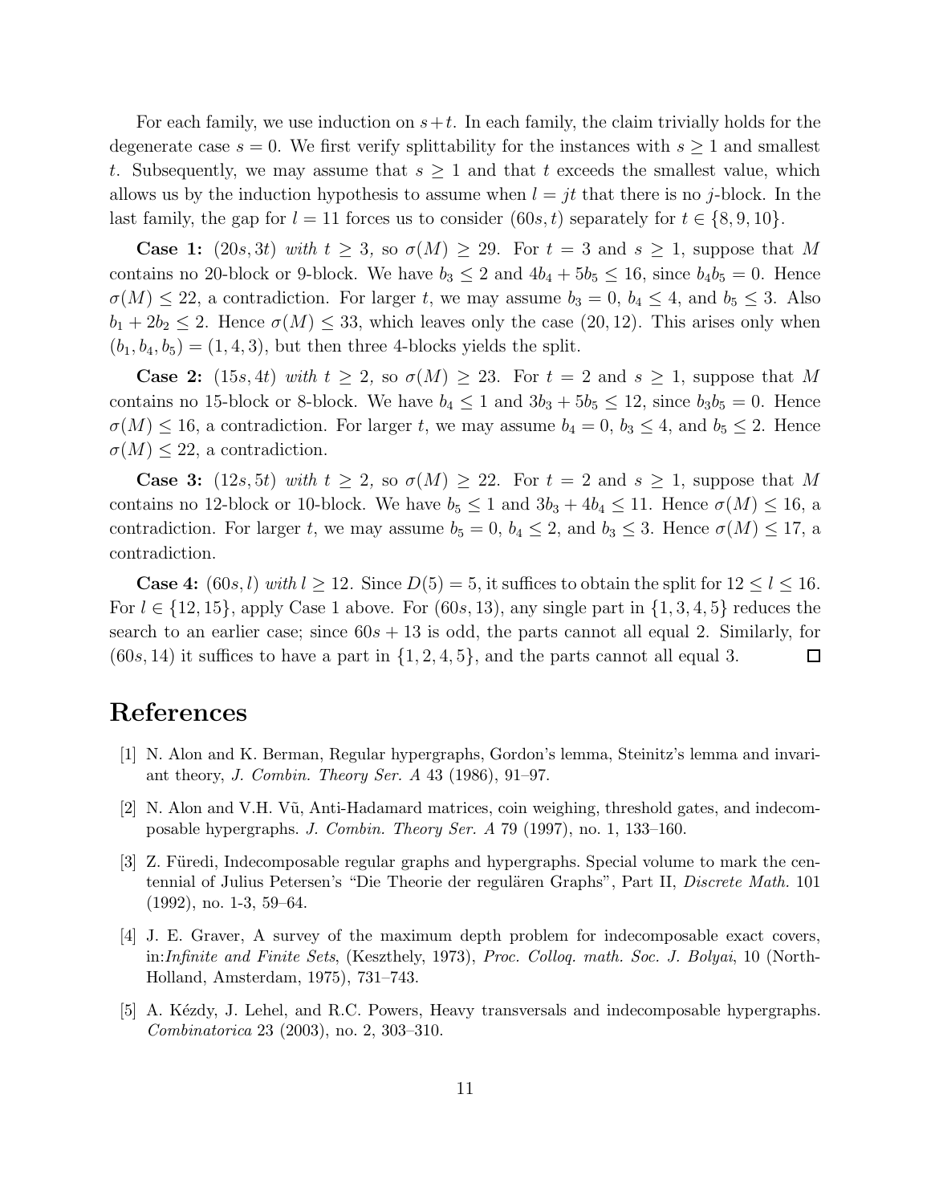For each family, we use induction on $s+t$. In each family, the claim trivially holds for the degenerate case $s = 0$. We first verify splittability for the instances with $s \geq 1$ and smallest $t$. Subsequently, we may assume that $s \geq 1$ and that $t$ exceeds the smallest value, which allows us by the induction hypothesis to assume when $l = jt$ that there is no $j$-block. In the last family, the gap for $l = 11$ forces us to consider $(60s, t)$ separately for $t \in \{8, 9, 10\}$.

**Case 1:** $(20s, 3t)$ *with* $t \geq 3$, so $\sigma(M) \geq 29$. For $t = 3$ and $s \geq 1$, suppose that $M$ contains no 20-block or 9-block. We have $b_3 \leq 2$ and $4b_4 + 5b_5 \leq 16$, since $b_4 b_5 = 0$. Hence $\sigma(M) \leq 22$, a contradiction. For larger $t$, we may assume $b_3 = 0$, $b_4 \leq 4$, and $b_5 \leq 3$. Also $b_1 + 2b_2 \leq 2$. Hence $\sigma(M) \leq 33$, which leaves only the case $(20, 12)$. This arises only when $(b_1, b_4, b_5) = (1, 4, 3)$, but then three 4-blocks yields the split.

**Case 2:** $(15s, 4t)$ *with* $t \geq 2$, so $\sigma(M) \geq 23$. For $t = 2$ and $s \geq 1$, suppose that $M$ contains no 15-block or 8-block. We have $b_4 \leq 1$ and $3b_3 + 5b_5 \leq 12$, since $b_3 b_5 = 0$. Hence $\sigma(M) \leq 16$, a contradiction. For larger $t$, we may assume $b_4 = 0$, $b_3 \leq 4$, and $b_5 \leq 2$. Hence $\sigma(M) \leq 22$, a contradiction.

**Case 3:** $(12s, 5t)$ *with* $t \geq 2$, so $\sigma(M) \geq 22$. For $t = 2$ and $s \geq 1$, suppose that $M$ contains no 12-block or 10-block. We have $b_5 \leq 1$ and $3b_3 + 4b_4 \leq 11$. Hence $\sigma(M) \leq 16$, a contradiction. For larger $t$, we may assume $b_5 = 0$, $b_4 \leq 2$, and $b_3 \leq 3$. Hence $\sigma(M) \leq 17$, a contradiction.

**Case 4:** $(60s, l)$ *with* $l \geq 12$. Since $D(5) = 5$, it suffices to obtain the split for $12 \leq l \leq 16$. For $l \in \{12, 15\}$, apply Case 1 above. For $(60s, 13)$, any single part in $\{1, 3, 4, 5\}$ reduces the search to an earlier case; since $60s + 13$ is odd, the parts cannot all equal 2. Similarly, for $(60s, 14)$ it suffices to have a part in $\{1, 2, 4, 5\}$, and the parts cannot all equal 3. □

# References

[1] N. Alon and K. Berman, Regular hypergraphs, Gordon's lemma, Steinitz's lemma and invariant theory, *J. Combin. Theory Ser. A* 43 (1986), 91–97.

[2] N. Alon and V.H. Vũ, Anti-Hadamard matrices, coin weighing, threshold gates, and indecomposable hypergraphs. *J. Combin. Theory Ser. A* 79 (1997), no. 1, 133–160.

[3] Z. Füredi, Indecomposable regular graphs and hypergraphs. Special volume to mark the centennial of Julius Petersen's "Die Theorie der regulären Graphs", Part II, *Discrete Math.* 101 (1992), no. 1-3, 59–64.

[4] J. E. Graver, A survey of the maximum depth problem for indecomposable exact covers, in:*Infinite and Finite Sets*, (Keszthely, 1973), *Proc. Colloq. math. Soc. J. Bolyai*, 10 (North-Holland, Amsterdam, 1975), 731–743.

[5] A. Kézdy, J. Lehel, and R.C. Powers, Heavy transversals and indecomposable hypergraphs. *Combinatorica* 23 (2003), no. 2, 303–310.